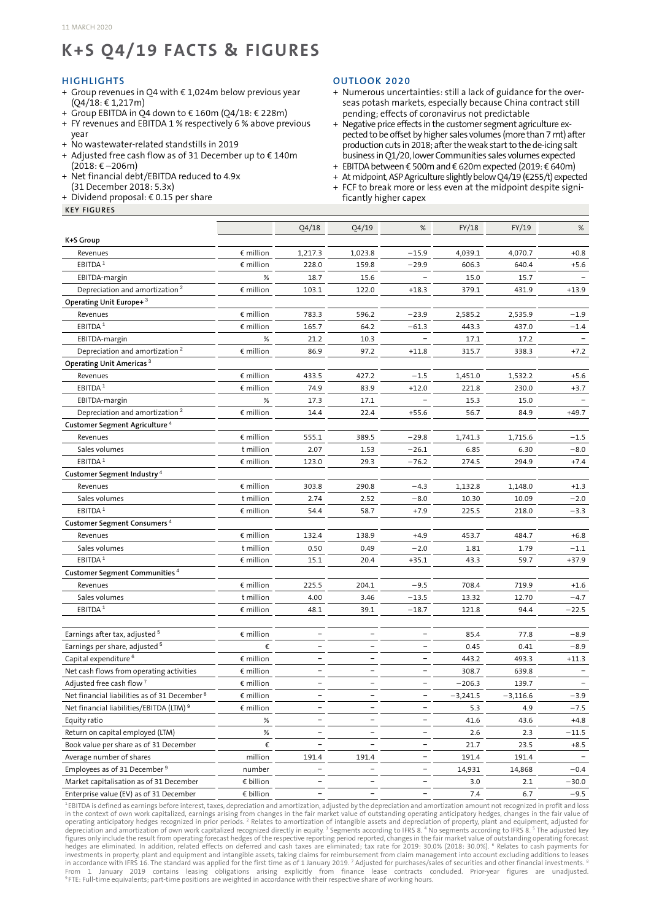11 MARCH 2020

# K+S Q4/19 FACTS & FIGURES

## HIGHLIGHTS

+ Group revenues in Q4 with € 1,024m below previous year (Q4/18: € 1,217m)
+ Group EBITDA in Q4 down to € 160m (Q4/18: € 228m)
+ FY revenues and EBITDA 1 % respectively 6 % above previous year
+ No wastewater-related standstills in 2019
+ Adjusted free cash flow as of 31 December up to € 140m (2018: € –206m)
+ Net financial debt/EBITDA reduced to 4.9x (31 December 2018: 5.3x)
+ Dividend proposal: € 0.15 per share

## OUTLOOK 2020

+ Numerous uncertainties: still a lack of guidance for the overseas potash markets, especially because China contract still pending; effects of coronavirus not predictable
+ Negative price effects in the customer segment agriculture expected to be offset by higher sales volumes (more than 7 mt) after production cuts in 2018; after the weak start to the de-icing salt business in Q1/20, lower Communities sales volumes expected
+ EBITDA between € 500m and € 620m expected (2019: € 640m)
+ At midpoint, ASP Agriculture slightly below Q4/19 (€255/t) expected
+ FCF to break more or less even at the midpoint despite significantly higher capex

**KEY FIGURES**

| | | Q4/18 | Q4/19 | % | FY/18 | FY/19 | % |
|---|---|---|---|---|---|---|---|
| **K+S Group** | | | | | | | |
| Revenues | € million | 1,217.3 | 1,023.8 | −15.9 | 4,039.1 | 4,070.7 | +0.8 |
| EBITDA [1] | € million | 228.0 | 159.8 | −29.9 | 606.3 | 640.4 | +5.6 |
| EBITDA-margin | % | 18.7 | 15.6 | – | 15.0 | 15.7 | – |
| Depreciation and amortization [2] | € million | 103.1 | 122.0 | +18.3 | 379.1 | 431.9 | +13.9 |
| **Operating Unit Europe+** [3] | | | | | | | |
| Revenues | € million | 783.3 | 596.2 | −23.9 | 2,585.2 | 2,535.9 | −1.9 |
| EBITDA [1] | € million | 165.7 | 64.2 | −61.3 | 443.3 | 437.0 | −1.4 |
| EBITDA-margin | % | 21.2 | 10.3 | – | 17.1 | 17.2 | – |
| Depreciation and amortization [2] | € million | 86.9 | 97.2 | +11.8 | 315.7 | 338.3 | +7.2 |
| **Operating Unit Americas** [3] | | | | | | | |
| Revenues | € million | 433.5 | 427.2 | −1.5 | 1,451.0 | 1,532.2 | +5.6 |
| EBITDA [1] | € million | 74.9 | 83.9 | +12.0 | 221.8 | 230.0 | +3.7 |
| EBITDA-margin | % | 17.3 | 17.1 | – | 15.3 | 15.0 | – |
| Depreciation and amortization [2] | € million | 14.4 | 22.4 | +55.6 | 56.7 | 84.9 | +49.7 |
| **Customer Segment Agriculture** [4] | | | | | | | |
| Revenues | € million | 555.1 | 389.5 | −29.8 | 1,741.3 | 1,715.6 | −1.5 |
| Sales volumes | t million | 2.07 | 1.53 | −26.1 | 6.85 | 6.30 | −8.0 |
| EBITDA [1] | € million | 123.0 | 29.3 | −76.2 | 274.5 | 294.9 | +7.4 |
| **Customer Segment Industry** [4] | | | | | | | |
| Revenues | € million | 303.8 | 290.8 | −4.3 | 1,132.8 | 1,148.0 | +1.3 |
| Sales volumes | t million | 2.74 | 2.52 | −8.0 | 10.30 | 10.09 | −2.0 |
| EBITDA [1] | € million | 54.4 | 58.7 | +7.9 | 225.5 | 218.0 | −3.3 |
| **Customer Segment Consumers** [4] | | | | | | | |
| Revenues | € million | 132.4 | 138.9 | +4.9 | 453.7 | 484.7 | +6.8 |
| Sales volumes | t million | 0.50 | 0.49 | −2.0 | 1.81 | 1.79 | −1.1 |
| EBITDA [1] | € million | 15.1 | 20.4 | +35.1 | 43.3 | 59.7 | +37.9 |
| **Customer Segment Communities** [4] | | | | | | | |
| Revenues | € million | 225.5 | 204.1 | −9.5 | 708.4 | 719.9 | +1.6 |
| Sales volumes | t million | 4.00 | 3.46 | −13.5 | 13.32 | 12.70 | −4.7 |
| EBITDA [1] | € million | 48.1 | 39.1 | −18.7 | 121.8 | 94.4 | −22.5 |
| | | | | | | | |
| Earnings after tax, adjusted [5] | € million | – | – | – | 85.4 | 77.8 | −8.9 |
| Earnings per share, adjusted [5] | € | – | – | – | 0.45 | 0.41 | −8.9 |
| Capital expenditure [6] | € million | – | – | – | 443.2 | 493.3 | +11.3 |
| Net cash flows from operating activities | € million | – | – | – | 308.7 | 639.8 | – |
| Adjusted free cash flow [7] | € million | – | – | – | −206.3 | 139.7 | – |
| Net financial liabilities as of 31 December [8] | € million | – | – | – | −3,241.5 | −3,116.6 | −3.9 |
| Net financial liabilities/EBITDA (LTM) [9] | € million | – | – | – | 5.3 | 4.9 | −7.5 |
| Equity ratio | % | – | – | – | 41.6 | 43.6 | +4.8 |
| Return on capital employed (LTM) | % | – | – | – | 2.6 | 2.3 | −11.5 |
| Book value per share as of 31 December | € | – | – | – | 21.7 | 23.5 | +8.5 |
| Average number of shares | million | 191.4 | 191.4 | – | 191.4 | 191.4 | – |
| Employees as of 31 December [9] | number | – | – | – | 14,931 | 14,868 | −0.4 |
| Market capitalisation as of 31 December | € billion | – | – | – | 3.0 | 2.1 | −30.0 |
| Enterprise value (EV) as of 31 December | € billion | – | – | – | 7.4 | 6.7 | −9.5 |

[1] EBITDA is defined as earnings before interest, taxes, depreciation and amortization, adjusted by the depreciation and amortization amount not recognized in profit and loss in the context of own work capitalized, earnings arising from changes in the fair market value of outstanding operating anticipatory hedges, changes in the fair value of operating anticipatory hedges recognized in prior periods. [2] Relates to amortization of intangible assets and depreciation of property, plant and equipment, adjusted for depreciation and amortization of own work capitalized recognized directly in equity. [3] Segments according to IFRS 8. [4] No segments according to IFRS 8. [5] The adjusted key figures only include the result from operating forecast hedges of the respective reporting period reported, changes in the fair market value of outstanding operating forecast hedges are eliminated. In addition, related effects on deferred and cash taxes are eliminated; tax rate for 2019: 30.0% (2018: 30.0%). [6] Relates to cash payments for investments in property, plant and equipment and intangible assets, taking claims for reimbursement from claim management into account excluding additions to leases in accordance with IFRS 16. The standard was applied for the first time as of 1 January 2019. [7] Adjusted for purchases/sales of securities and other financial investments. [8] From 1 January 2019 contains leasing obligations arising explicitly from finance lease contracts concluded. Prior-year figures are unadjusted. [9] FTE: Full-time equivalents; part-time positions are weighted in accordance with their respective share of working hours.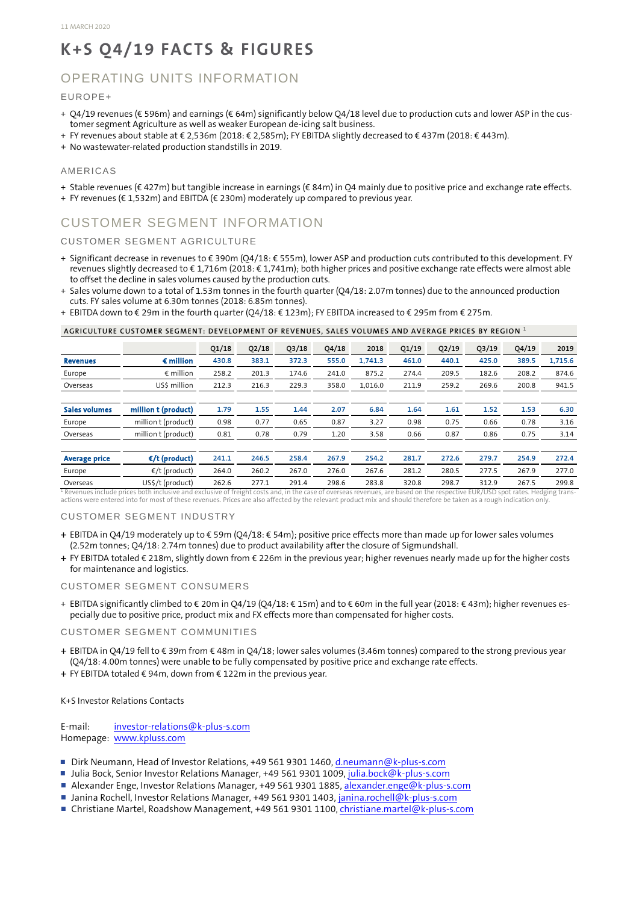11 MARCH 2020

# K+S Q4/19 FACTS & FIGURES

## OPERATING UNITS INFORMATION

### EUROPE+

+ Q4/19 revenues (€ 596m) and earnings (€ 64m) significantly below Q4/18 level due to production cuts and lower ASP in the customer segment Agriculture as well as weaker European de-icing salt business.
+ FY revenues about stable at € 2,536m (2018: € 2,585m); FY EBITDA slightly decreased to € 437m (2018: € 443m).
+ No wastewater-related production standstills in 2019.

### AMERICAS

+ Stable revenues (€ 427m) but tangible increase in earnings (€ 84m) in Q4 mainly due to positive price and exchange rate effects.
+ FY revenues (€ 1,532m) and EBITDA (€ 230m) moderately up compared to previous year.

## CUSTOMER SEGMENT INFORMATION

### CUSTOMER SEGMENT AGRICULTURE

+ Significant decrease in revenues to € 390m (Q4/18: € 555m), lower ASP and production cuts contributed to this development. FY revenues slightly decreased to € 1,716m (2018: € 1,741m); both higher prices and positive exchange rate effects were almost able to offset the decline in sales volumes caused by the production cuts.
+ Sales volume down to a total of 1.53m tonnes in the fourth quarter (Q4/18: 2.07m tonnes) due to the announced production cuts. FY sales volume at 6.30m tonnes (2018: 6.85m tonnes).
+ EBITDA down to € 29m in the fourth quarter (Q4/18: € 123m); FY EBITDA increased to € 295m from € 275m.

**AGRICULTURE CUSTOMER SEGMENT: DEVELOPMENT OF REVENUES, SALES VOLUMES AND AVERAGE PRICES BY REGION [1]**

| | | Q1/18 | Q2/18 | Q3/18 | Q4/18 | 2018 | Q1/19 | Q2/19 | Q3/19 | Q4/19 | 2019 |
|---|---|---|---|---|---|---|---|---|---|---|---|
| **Revenues** | **€ million** | **430.8** | **383.1** | **372.3** | **555.0** | **1,741.3** | **461.0** | **440.1** | **425.0** | **389.5** | **1,715.6** |
| Europe | € million | 258.2 | 201.3 | 174.6 | 241.0 | 875.2 | 274.4 | 209.5 | 182.6 | 208.2 | 874.6 |
| Overseas | US$ million | 212.3 | 216.3 | 229.3 | 358.0 | 1,016.0 | 211.9 | 259.2 | 269.6 | 200.8 | 941.5 |
| | | | | | | | | | | | |
| **Sales volumes** | **million t (product)** | **1.79** | **1.55** | **1.44** | **2.07** | **6.84** | **1.64** | **1.61** | **1.52** | **1.53** | **6.30** |
| Europe | million t (product) | 0.98 | 0.77 | 0.65 | 0.87 | 3.27 | 0.98 | 0.75 | 0.66 | 0.78 | 3.16 |
| Overseas | million t (product) | 0.81 | 0.78 | 0.79 | 1.20 | 3.58 | 0.66 | 0.87 | 0.86 | 0.75 | 3.14 |
| | | | | | | | | | | | |
| **Average price** | **€/t (product)** | **241.1** | **246.5** | **258.4** | **267.9** | **254.2** | **281.7** | **272.6** | **279.7** | **254.9** | **272.4** |
| Europe | €/t (product) | 264.0 | 260.2 | 267.0 | 276.0 | 267.6 | 281.2 | 280.5 | 277.5 | 267.9 | 277.0 |
| Overseas | US$/t (product) | 262.6 | 277.1 | 291.4 | 298.6 | 283.8 | 320.8 | 298.7 | 312.9 | 267.5 | 299.8 |

[1] Revenues include prices both inclusive and exclusive of freight costs and, in the case of overseas revenues, are based on the respective EUR/USD spot rates. Hedging transactions were entered into for most of these revenues. Prices are also affected by the relevant product mix and should therefore be taken as a rough indication only.

### CUSTOMER SEGMENT INDUSTRY

+ EBITDA in Q4/19 moderately up to € 59m (Q4/18: € 54m); positive price effects more than made up for lower sales volumes (2.52m tonnes; Q4/18: 2.74m tonnes) due to product availability after the closure of Sigmundshall.
+ FY EBITDA totaled € 218m, slightly down from € 226m in the previous year; higher revenues nearly made up for the higher costs for maintenance and logistics.

### CUSTOMER SEGMENT CONSUMERS

+ EBITDA significantly climbed to € 20m in Q4/19 (Q4/18: € 15m) and to € 60m in the full year (2018: € 43m); higher revenues especially due to positive price, product mix and FX effects more than compensated for higher costs.

### CUSTOMER SEGMENT COMMUNITIES

+ EBITDA in Q4/19 fell to € 39m from € 48m in Q4/18; lower sales volumes (3.46m tonnes) compared to the strong previous year (Q4/18: 4.00m tonnes) were unable to be fully compensated by positive price and exchange rate effects.
+ FY EBITDA totaled € 94m, down from € 122m in the previous year.

K+S Investor Relations Contacts

E-mail: investor-relations@k-plus-s.com
Homepage: www.kpluss.com

- Dirk Neumann, Head of Investor Relations, +49 561 9301 1460, d.neumann@k-plus-s.com
- Julia Bock, Senior Investor Relations Manager, +49 561 9301 1009, julia.bock@k-plus-s.com
- Alexander Enge, Investor Relations Manager, +49 561 9301 1885, alexander.enge@k-plus-s.com
- Janina Rochell, Investor Relations Manager, +49 561 9301 1403, janina.rochell@k-plus-s.com
- Christiane Martel, Roadshow Management, +49 561 9301 1100, christiane.martel@k-plus-s.com